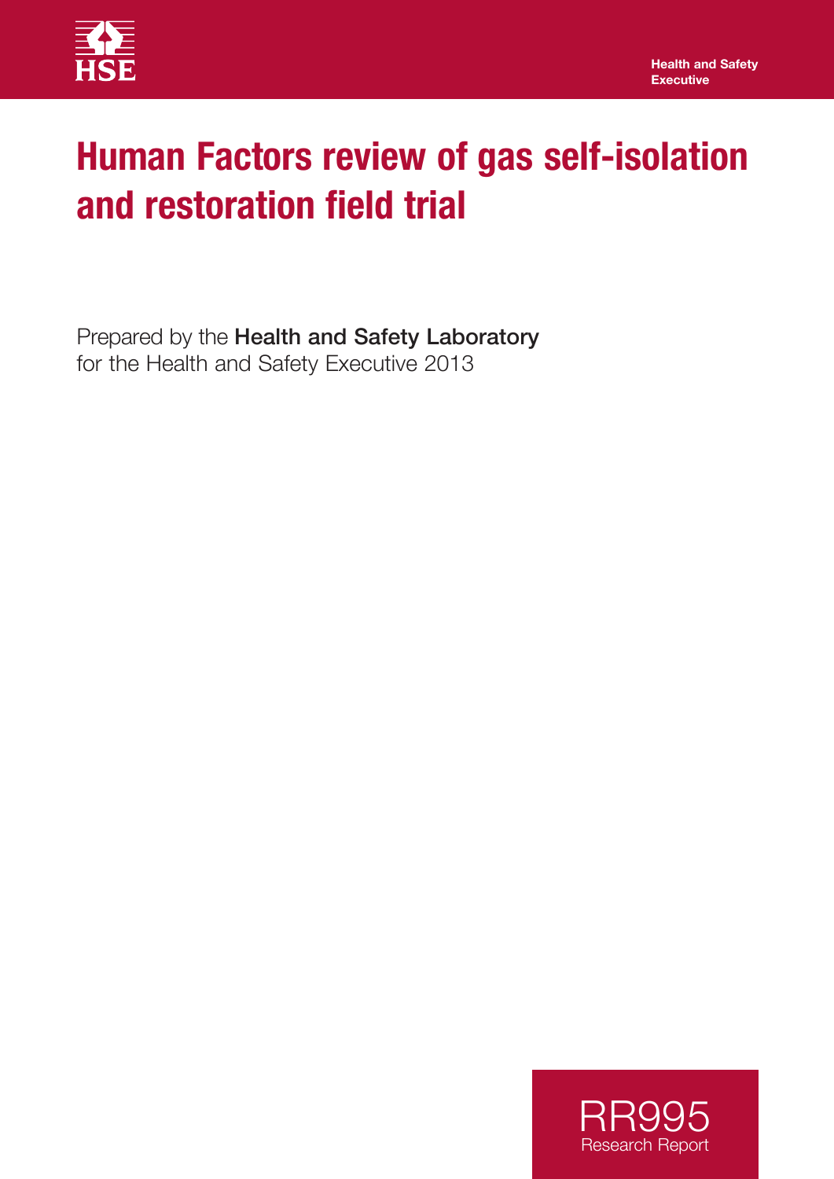HSE

Health and Safety Executive

# Human Factors review of gas self-isolation and restoration field trial

Prepared by the **Health and Safety Laboratory** for the Health and Safety Executive 2013

RR995
Research Report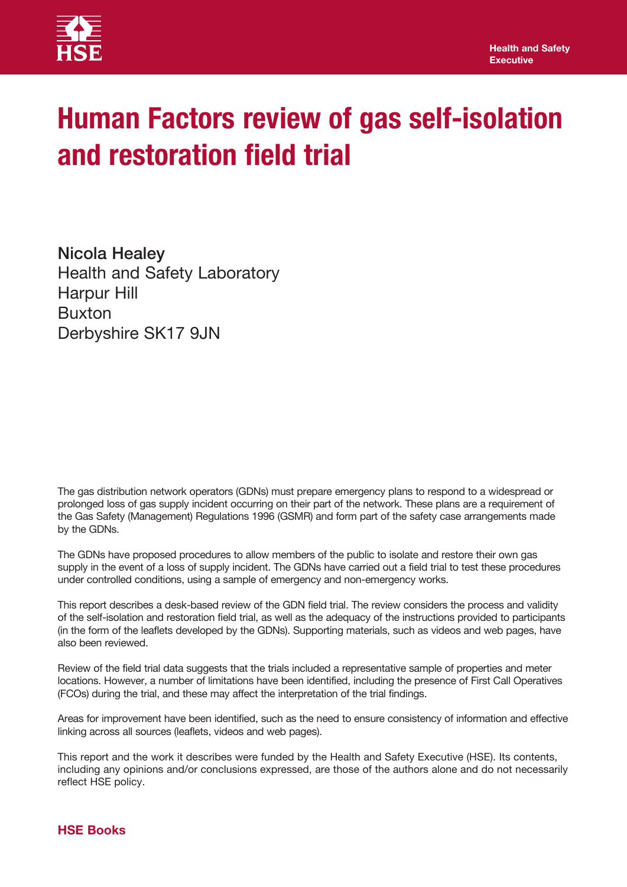# Human Factors review of gas self-isolation and restoration field trial

**Nicola Healey**
Health and Safety Laboratory
Harpur Hill
Buxton
Derbyshire SK17 9JN

The gas distribution network operators (GDNs) must prepare emergency plans to respond to a widespread or prolonged loss of gas supply incident occurring on their part of the network. These plans are a requirement of the Gas Safety (Management) Regulations 1996 (GSMR) and form part of the safety case arrangements made by the GDNs.

The GDNs have proposed procedures to allow members of the public to isolate and restore their own gas supply in the event of a loss of supply incident. The GDNs have carried out a field trial to test these procedures under controlled conditions, using a sample of emergency and non-emergency works.

This report describes a desk-based review of the GDN field trial. The review considers the process and validity of the self-isolation and restoration field trial, as well as the adequacy of the instructions provided to participants (in the form of the leaflets developed by the GDNs). Supporting materials, such as videos and web pages, have also been reviewed.

Review of the field trial data suggests that the trials included a representative sample of properties and meter locations. However, a number of limitations have been identified, including the presence of First Call Operatives (FCOs) during the trial, and these may affect the interpretation of the trial findings.

Areas for improvement have been identified, such as the need to ensure consistency of information and effective linking across all sources (leaflets, videos and web pages).

This report and the work it describes were funded by the Health and Safety Executive (HSE). Its contents, including any opinions and/or conclusions expressed, are those of the authors alone and do not necessarily reflect HSE policy.

**HSE Books**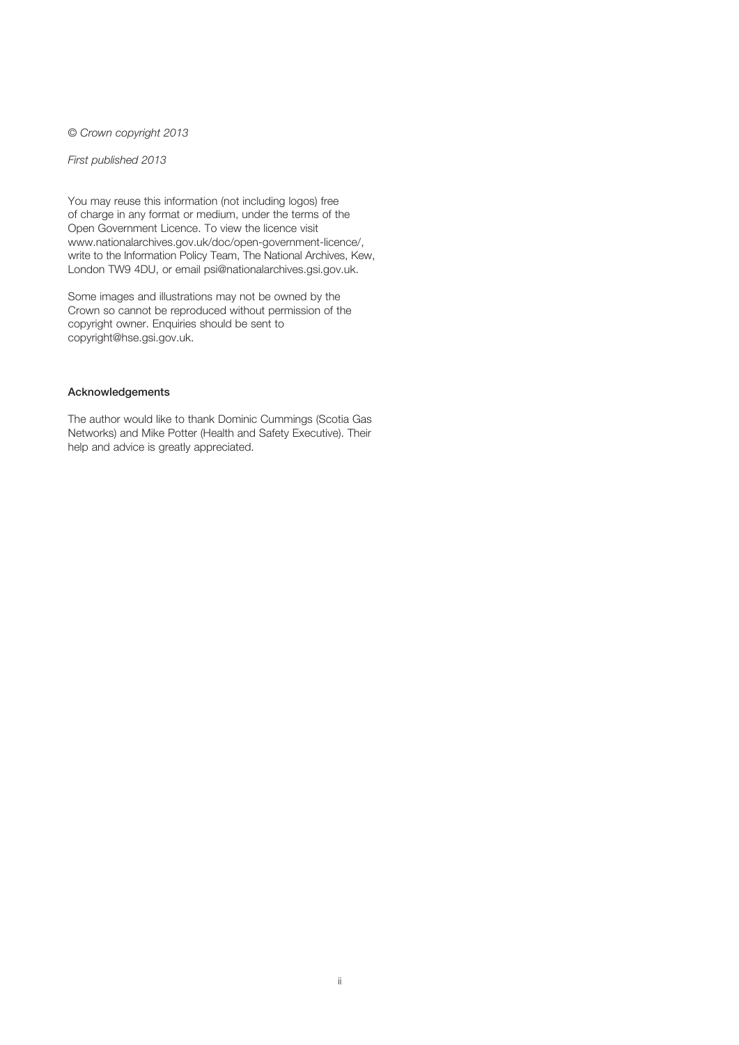*© Crown copyright 2013*

*First published 2013*

You may reuse this information (not including logos) free of charge in any format or medium, under the terms of the Open Government Licence. To view the licence visit www.nationalarchives.gov.uk/doc/open-government-licence/, write to the Information Policy Team, The National Archives, Kew, London TW9 4DU, or email psi@nationalarchives.gsi.gov.uk.

Some images and illustrations may not be owned by the Crown so cannot be reproduced without permission of the copyright owner. Enquiries should be sent to copyright@hse.gsi.gov.uk.

**Acknowledgements**

The author would like to thank Dominic Cummings (Scotia Gas Networks) and Mike Potter (Health and Safety Executive). Their help and advice is greatly appreciated.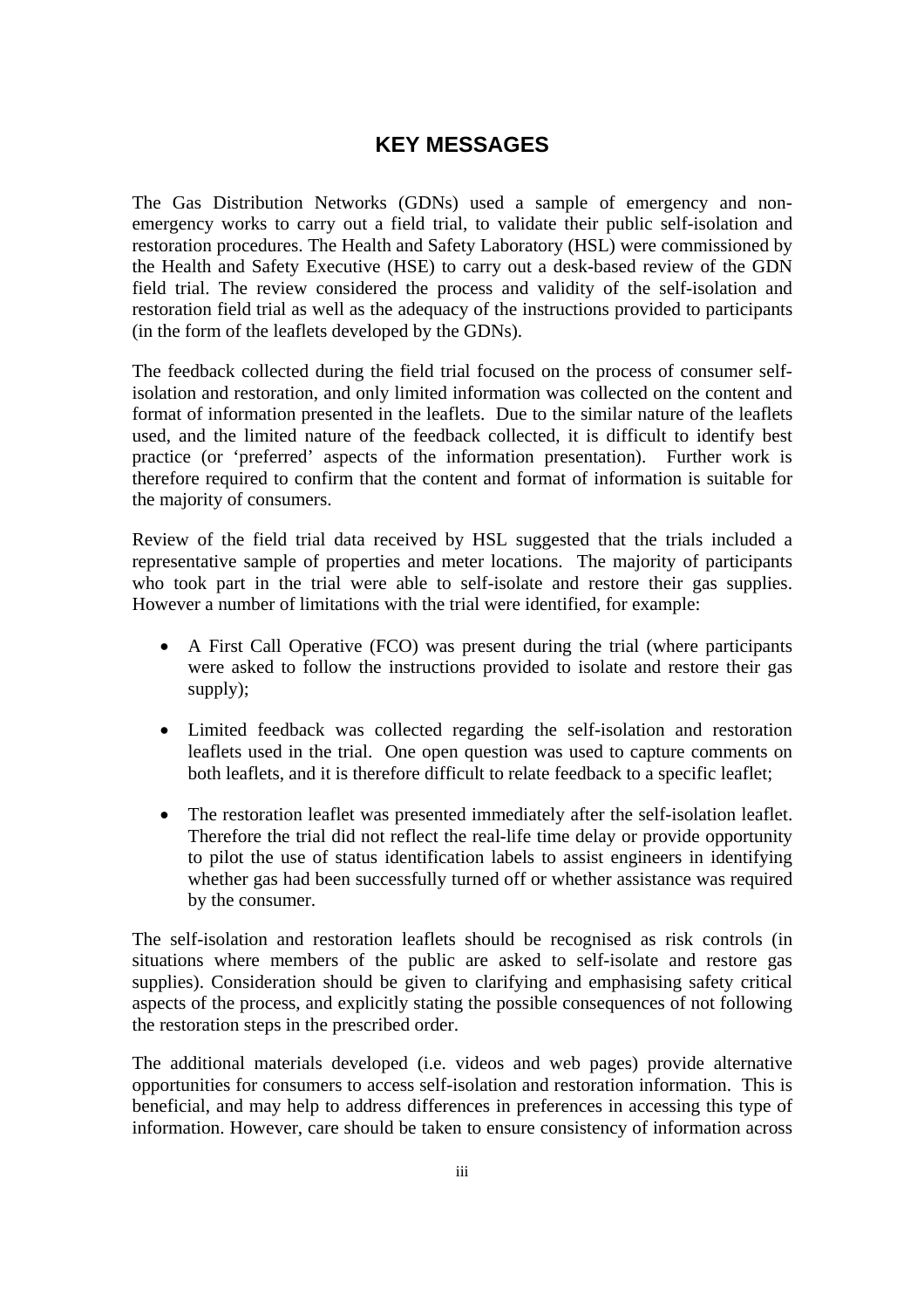# KEY MESSAGES

The Gas Distribution Networks (GDNs) used a sample of emergency and non-emergency works to carry out a field trial, to validate their public self-isolation and restoration procedures. The Health and Safety Laboratory (HSL) were commissioned by the Health and Safety Executive (HSE) to carry out a desk-based review of the GDN field trial. The review considered the process and validity of the self-isolation and restoration field trial as well as the adequacy of the instructions provided to participants (in the form of the leaflets developed by the GDNs).

The feedback collected during the field trial focused on the process of consumer self-isolation and restoration, and only limited information was collected on the content and format of information presented in the leaflets. Due to the similar nature of the leaflets used, and the limited nature of the feedback collected, it is difficult to identify best practice (or 'preferred' aspects of the information presentation). Further work is therefore required to confirm that the content and format of information is suitable for the majority of consumers.

Review of the field trial data received by HSL suggested that the trials included a representative sample of properties and meter locations. The majority of participants who took part in the trial were able to self-isolate and restore their gas supplies. However a number of limitations with the trial were identified, for example:

- A First Call Operative (FCO) was present during the trial (where participants were asked to follow the instructions provided to isolate and restore their gas supply);
- Limited feedback was collected regarding the self-isolation and restoration leaflets used in the trial. One open question was used to capture comments on both leaflets, and it is therefore difficult to relate feedback to a specific leaflet;
- The restoration leaflet was presented immediately after the self-isolation leaflet. Therefore the trial did not reflect the real-life time delay or provide opportunity to pilot the use of status identification labels to assist engineers in identifying whether gas had been successfully turned off or whether assistance was required by the consumer.

The self-isolation and restoration leaflets should be recognised as risk controls (in situations where members of the public are asked to self-isolate and restore gas supplies). Consideration should be given to clarifying and emphasising safety critical aspects of the process, and explicitly stating the possible consequences of not following the restoration steps in the prescribed order.

The additional materials developed (i.e. videos and web pages) provide alternative opportunities for consumers to access self-isolation and restoration information. This is beneficial, and may help to address differences in preferences in accessing this type of information. However, care should be taken to ensure consistency of information across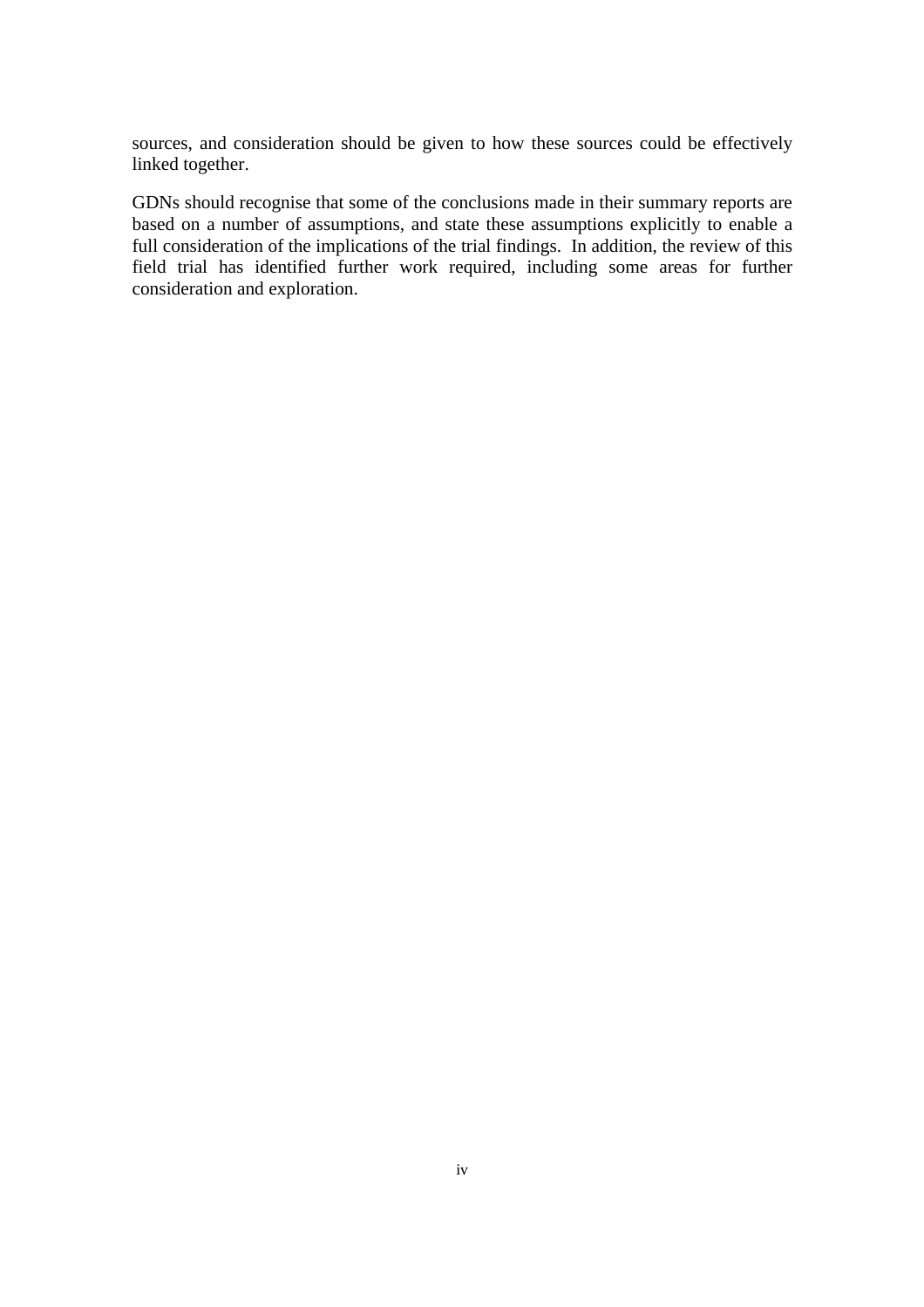sources, and consideration should be given to how these sources could be effectively linked together.

GDNs should recognise that some of the conclusions made in their summary reports are based on a number of assumptions, and state these assumptions explicitly to enable a full consideration of the implications of the trial findings. In addition, the review of this field trial has identified further work required, including some areas for further consideration and exploration.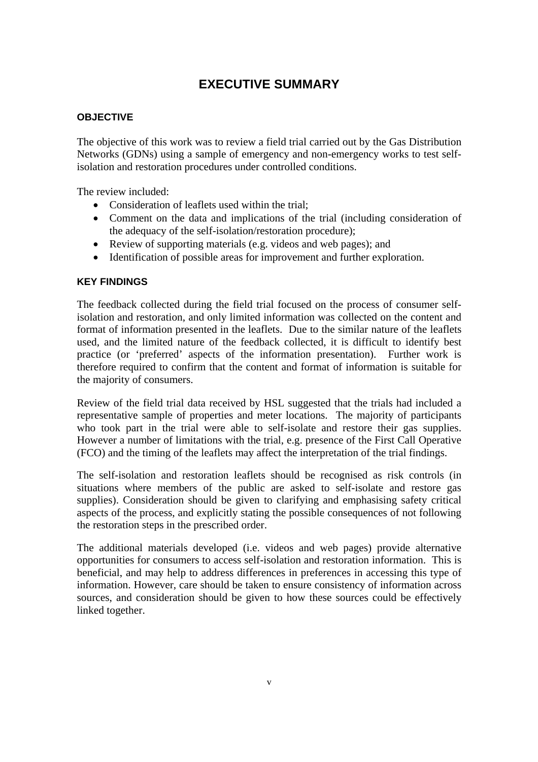# EXECUTIVE SUMMARY

## OBJECTIVE

The objective of this work was to review a field trial carried out by the Gas Distribution Networks (GDNs) using a sample of emergency and non-emergency works to test self-isolation and restoration procedures under controlled conditions.

The review included:

- Consideration of leaflets used within the trial;
- Comment on the data and implications of the trial (including consideration of the adequacy of the self-isolation/restoration procedure);
- Review of supporting materials (e.g. videos and web pages); and
- Identification of possible areas for improvement and further exploration.

## KEY FINDINGS

The feedback collected during the field trial focused on the process of consumer self-isolation and restoration, and only limited information was collected on the content and format of information presented in the leaflets. Due to the similar nature of the leaflets used, and the limited nature of the feedback collected, it is difficult to identify best practice (or 'preferred' aspects of the information presentation). Further work is therefore required to confirm that the content and format of information is suitable for the majority of consumers.

Review of the field trial data received by HSL suggested that the trials had included a representative sample of properties and meter locations. The majority of participants who took part in the trial were able to self-isolate and restore their gas supplies. However a number of limitations with the trial, e.g. presence of the First Call Operative (FCO) and the timing of the leaflets may affect the interpretation of the trial findings.

The self-isolation and restoration leaflets should be recognised as risk controls (in situations where members of the public are asked to self-isolate and restore gas supplies). Consideration should be given to clarifying and emphasising safety critical aspects of the process, and explicitly stating the possible consequences of not following the restoration steps in the prescribed order.

The additional materials developed (i.e. videos and web pages) provide alternative opportunities for consumers to access self-isolation and restoration information. This is beneficial, and may help to address differences in preferences in accessing this type of information. However, care should be taken to ensure consistency of information across sources, and consideration should be given to how these sources could be effectively linked together.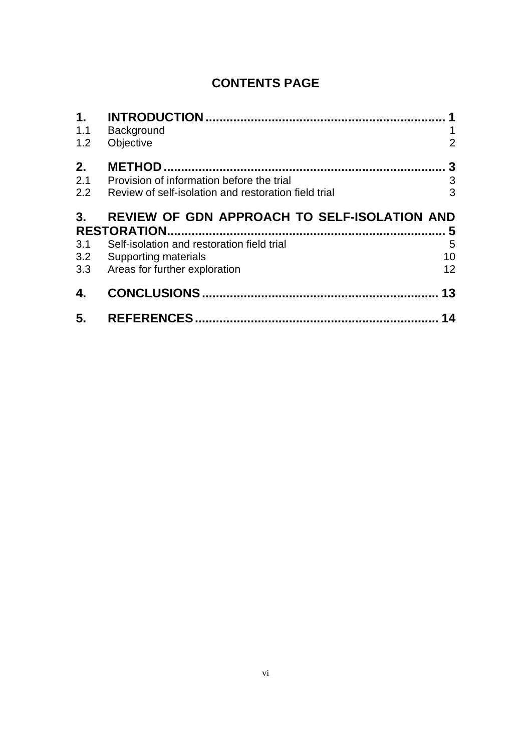# CONTENTS PAGE

| | | |
|---|---|---|
| **1.** | **INTRODUCTION** | **1** |
| 1.1 | Background | 1 |
| 1.2 | Objective | 2 |
| **2.** | **METHOD** | **3** |
| 2.1 | Provision of information before the trial | 3 |
| 2.2 | Review of self-isolation and restoration field trial | 3 |
| **3.** | **REVIEW OF GDN APPROACH TO SELF-ISOLATION AND RESTORATION** | **5** |
| 3.1 | Self-isolation and restoration field trial | 5 |
| 3.2 | Supporting materials | 10 |
| 3.3 | Areas for further exploration | 12 |
| **4.** | **CONCLUSIONS** | **13** |
| **5.** | **REFERENCES** | **14** |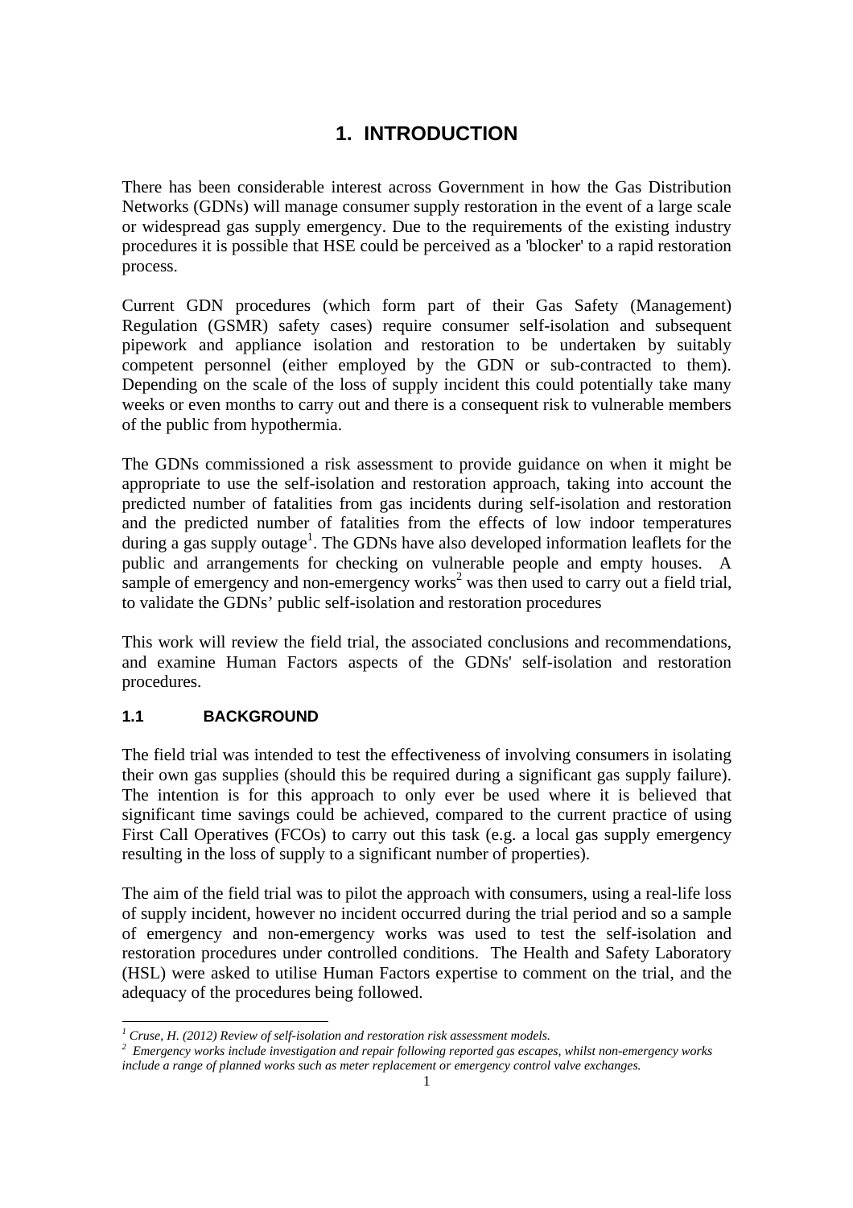# 1. INTRODUCTION

There has been considerable interest across Government in how the Gas Distribution Networks (GDNs) will manage consumer supply restoration in the event of a large scale or widespread gas supply emergency. Due to the requirements of the existing industry procedures it is possible that HSE could be perceived as a 'blocker' to a rapid restoration process.

Current GDN procedures (which form part of their Gas Safety (Management) Regulation (GSMR) safety cases) require consumer self-isolation and subsequent pipework and appliance isolation and restoration to be undertaken by suitably competent personnel (either employed by the GDN or sub-contracted to them). Depending on the scale of the loss of supply incident this could potentially take many weeks or even months to carry out and there is a consequent risk to vulnerable members of the public from hypothermia.

The GDNs commissioned a risk assessment to provide guidance on when it might be appropriate to use the self-isolation and restoration approach, taking into account the predicted number of fatalities from gas incidents during self-isolation and restoration and the predicted number of fatalities from the effects of low indoor temperatures during a gas supply outage[1]. The GDNs have also developed information leaflets for the public and arrangements for checking on vulnerable people and empty houses. A sample of emergency and non-emergency works[2] was then used to carry out a field trial, to validate the GDNs' public self-isolation and restoration procedures

This work will review the field trial, the associated conclusions and recommendations, and examine Human Factors aspects of the GDNs' self-isolation and restoration procedures.

## 1.1 BACKGROUND

The field trial was intended to test the effectiveness of involving consumers in isolating their own gas supplies (should this be required during a significant gas supply failure). The intention is for this approach to only ever be used where it is believed that significant time savings could be achieved, compared to the current practice of using First Call Operatives (FCOs) to carry out this task (e.g. a local gas supply emergency resulting in the loss of supply to a significant number of properties).

The aim of the field trial was to pilot the approach with consumers, using a real-life loss of supply incident, however no incident occurred during the trial period and so a sample of emergency and non-emergency works was used to test the self-isolation and restoration procedures under controlled conditions. The Health and Safety Laboratory (HSL) were asked to utilise Human Factors expertise to comment on the trial, and the adequacy of the procedures being followed.

---

[1] *Cruse, H. (2012) Review of self-isolation and restoration risk assessment models.*

[2] *Emergency works include investigation and repair following reported gas escapes, whilst non-emergency works include a range of planned works such as meter replacement or emergency control valve exchanges.*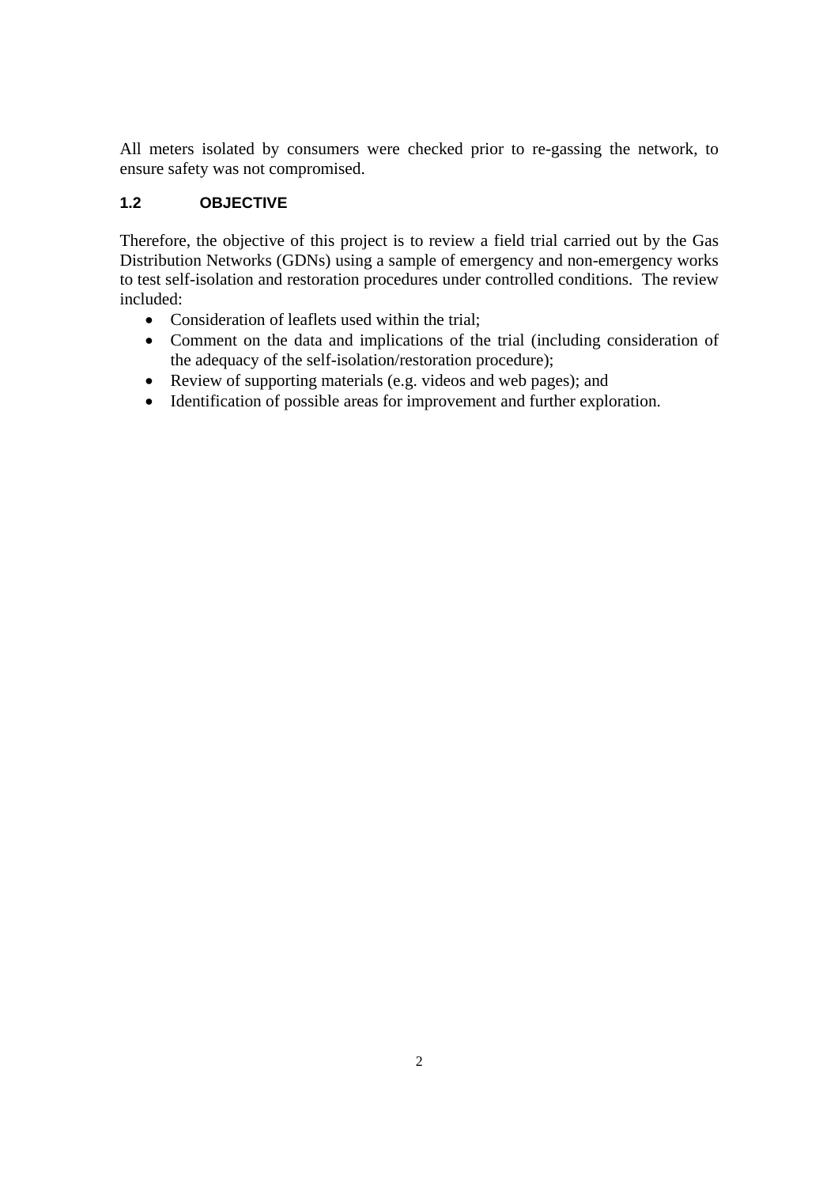All meters isolated by consumers were checked prior to re-gassing the network, to ensure safety was not compromised.

### 1.2 OBJECTIVE

Therefore, the objective of this project is to review a field trial carried out by the Gas Distribution Networks (GDNs) using a sample of emergency and non-emergency works to test self-isolation and restoration procedures under controlled conditions. The review included:

- Consideration of leaflets used within the trial;
- Comment on the data and implications of the trial (including consideration of the adequacy of the self-isolation/restoration procedure);
- Review of supporting materials (e.g. videos and web pages); and
- Identification of possible areas for improvement and further exploration.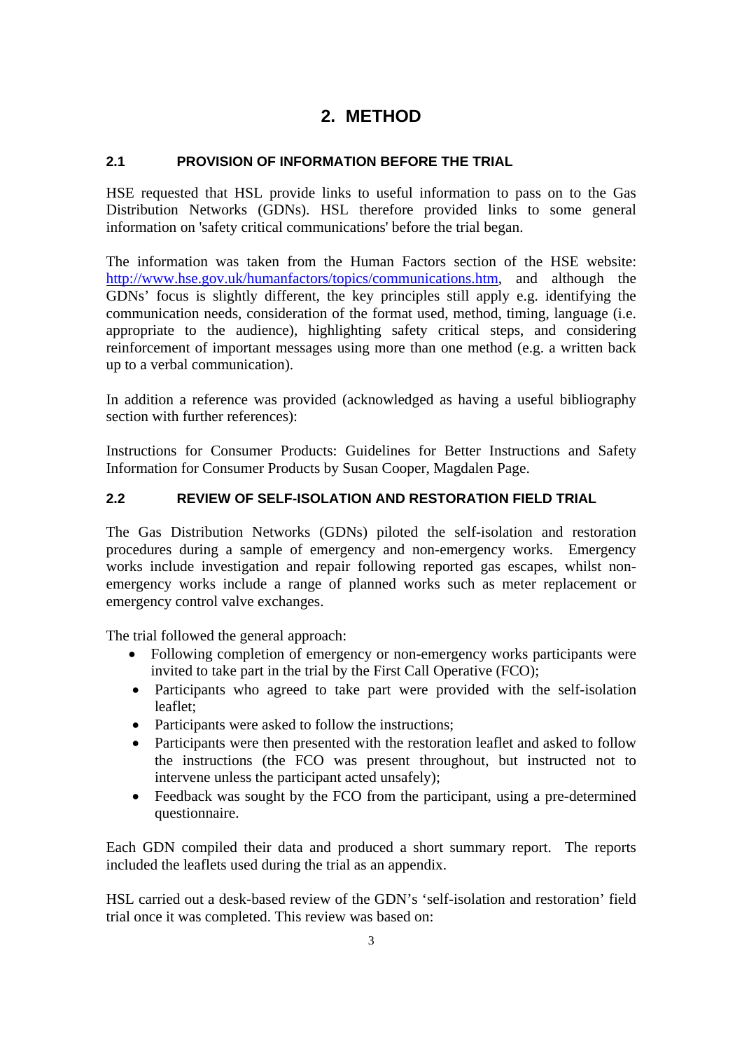# 2. METHOD

## 2.1 PROVISION OF INFORMATION BEFORE THE TRIAL

HSE requested that HSL provide links to useful information to pass on to the Gas Distribution Networks (GDNs). HSL therefore provided links to some general information on 'safety critical communications' before the trial began.

The information was taken from the Human Factors section of the HSE website: http://www.hse.gov.uk/humanfactors/topics/communications.htm, and although the GDNs' focus is slightly different, the key principles still apply e.g. identifying the communication needs, consideration of the format used, method, timing, language (i.e. appropriate to the audience), highlighting safety critical steps, and considering reinforcement of important messages using more than one method (e.g. a written back up to a verbal communication).

In addition a reference was provided (acknowledged as having a useful bibliography section with further references):

Instructions for Consumer Products: Guidelines for Better Instructions and Safety Information for Consumer Products by Susan Cooper, Magdalen Page.

## 2.2 REVIEW OF SELF-ISOLATION AND RESTORATION FIELD TRIAL

The Gas Distribution Networks (GDNs) piloted the self-isolation and restoration procedures during a sample of emergency and non-emergency works. Emergency works include investigation and repair following reported gas escapes, whilst non-emergency works include a range of planned works such as meter replacement or emergency control valve exchanges.

The trial followed the general approach:

- Following completion of emergency or non-emergency works participants were invited to take part in the trial by the First Call Operative (FCO);
- Participants who agreed to take part were provided with the self-isolation leaflet;
- Participants were asked to follow the instructions;
- Participants were then presented with the restoration leaflet and asked to follow the instructions (the FCO was present throughout, but instructed not to intervene unless the participant acted unsafely);
- Feedback was sought by the FCO from the participant, using a pre-determined questionnaire.

Each GDN compiled their data and produced a short summary report. The reports included the leaflets used during the trial as an appendix.

HSL carried out a desk-based review of the GDN's 'self-isolation and restoration' field trial once it was completed. This review was based on: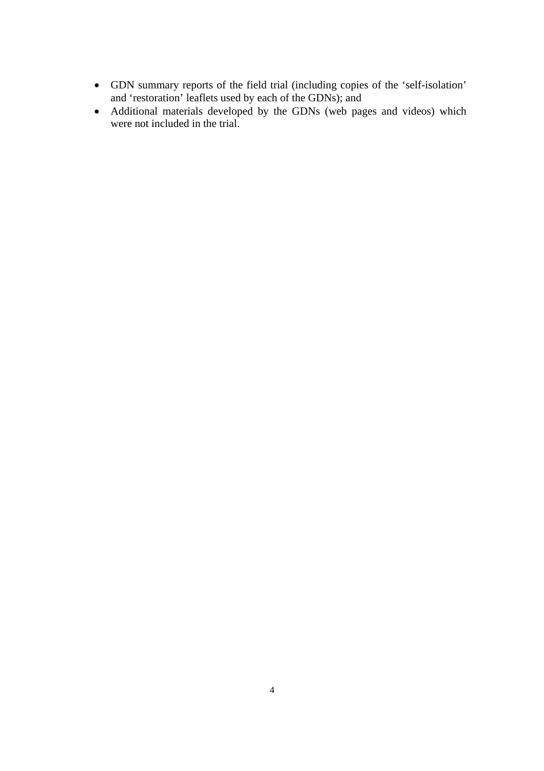- GDN summary reports of the field trial (including copies of the ‘self-isolation’ and ‘restoration’ leaflets used by each of the GDNs); and
- Additional materials developed by the GDNs (web pages and videos) which were not included in the trial.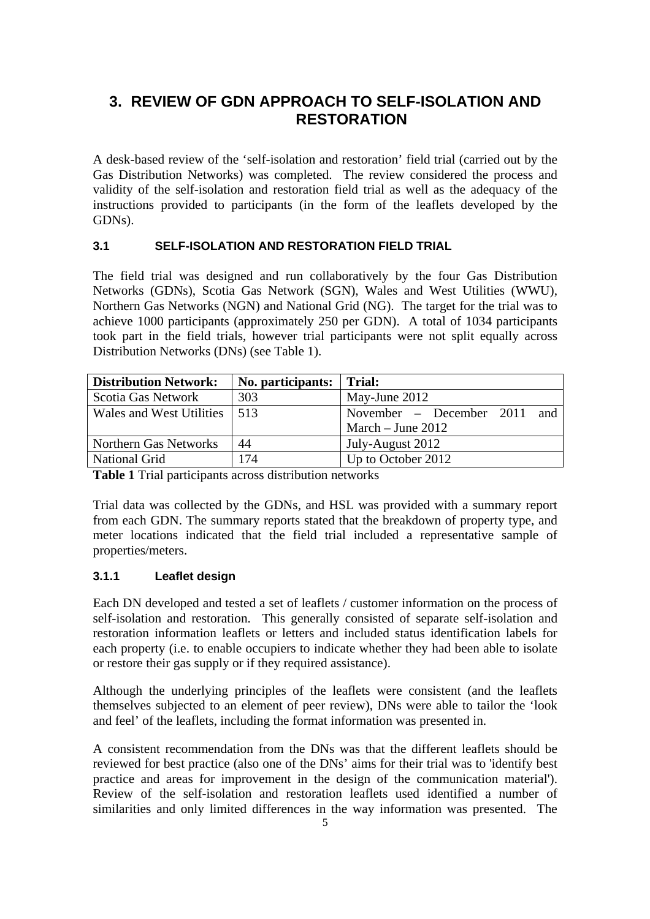# 3. REVIEW OF GDN APPROACH TO SELF-ISOLATION AND RESTORATION

A desk-based review of the 'self-isolation and restoration' field trial (carried out by the Gas Distribution Networks) was completed. The review considered the process and validity of the self-isolation and restoration field trial as well as the adequacy of the instructions provided to participants (in the form of the leaflets developed by the GDNs).

## 3.1 SELF-ISOLATION AND RESTORATION FIELD TRIAL

The field trial was designed and run collaboratively by the four Gas Distribution Networks (GDNs), Scotia Gas Network (SGN), Wales and West Utilities (WWU), Northern Gas Networks (NGN) and National Grid (NG). The target for the trial was to achieve 1000 participants (approximately 250 per GDN). A total of 1034 participants took part in the field trials, however trial participants were not split equally across Distribution Networks (DNs) (see Table 1).

| Distribution Network: | No. participants: | Trial: |
|---|---|---|
| Scotia Gas Network | 303 | May-June 2012 |
| Wales and West Utilities | 513 | November – December 2011 and March – June 2012 |
| Northern Gas Networks | 44 | July-August 2012 |
| National Grid | 174 | Up to October 2012 |

**Table 1** Trial participants across distribution networks

Trial data was collected by the GDNs, and HSL was provided with a summary report from each GDN. The summary reports stated that the breakdown of property type, and meter locations indicated that the field trial included a representative sample of properties/meters.

### 3.1.1 Leaflet design

Each DN developed and tested a set of leaflets / customer information on the process of self-isolation and restoration. This generally consisted of separate self-isolation and restoration information leaflets or letters and included status identification labels for each property (i.e. to enable occupiers to indicate whether they had been able to isolate or restore their gas supply or if they required assistance).

Although the underlying principles of the leaflets were consistent (and the leaflets themselves subjected to an element of peer review), DNs were able to tailor the 'look and feel' of the leaflets, including the format information was presented in.

A consistent recommendation from the DNs was that the different leaflets should be reviewed for best practice (also one of the DNs' aims for their trial was to 'identify best practice and areas for improvement in the design of the communication material'). Review of the self-isolation and restoration leaflets used identified a number of similarities and only limited differences in the way information was presented. The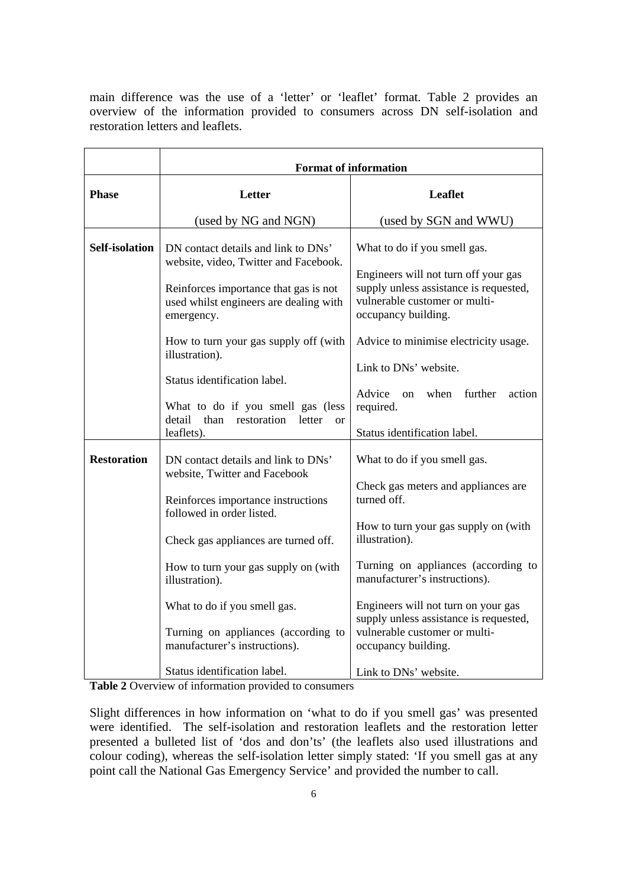main difference was the use of a 'letter' or 'leaflet' format. Table 2 provides an overview of the information provided to consumers across DN self-isolation and restoration letters and leaflets.

| | Format of information | |
|---|---|---|
| **Phase** | **Letter**<br><br>(used by NG and NGN) | **Leaflet**<br><br>(used by SGN and WWU) |
| **Self-isolation** | DN contact details and link to DNs' website, video, Twitter and Facebook.<br><br>Reinforces importance that gas is not used whilst engineers are dealing with emergency.<br><br>How to turn your gas supply off (with illustration).<br><br>Status identification label.<br><br>What to do if you smell gas (less detail than restoration letter or leaflets). | What to do if you smell gas.<br><br>Engineers will not turn off your gas supply unless assistance is requested, vulnerable customer or multi-occupancy building.<br><br>Advice to minimise electricity usage.<br><br>Link to DNs' website.<br><br>Advice on when further action required.<br><br>Status identification label. |
| **Restoration** | DN contact details and link to DNs' website, Twitter and Facebook<br><br>Reinforces importance instructions followed in order listed.<br><br>Check gas appliances are turned off.<br><br>How to turn your gas supply on (with illustration).<br><br>What to do if you smell gas.<br><br>Turning on appliances (according to manufacturer's instructions).<br><br>Status identification label. | What to do if you smell gas.<br><br>Check gas meters and appliances are turned off.<br><br>How to turn your gas supply on (with illustration).<br><br>Turning on appliances (according to manufacturer's instructions).<br><br>Engineers will not turn on your gas supply unless assistance is requested, vulnerable customer or multi-occupancy building.<br><br>Link to DNs' website. |

**Table 2** Overview of information provided to consumers

Slight differences in how information on 'what to do if you smell gas' was presented were identified. The self-isolation and restoration leaflets and the restoration letter presented a bulleted list of 'dos and don'ts' (the leaflets also used illustrations and colour coding), whereas the self-isolation letter simply stated: 'If you smell gas at any point call the National Gas Emergency Service' and provided the number to call.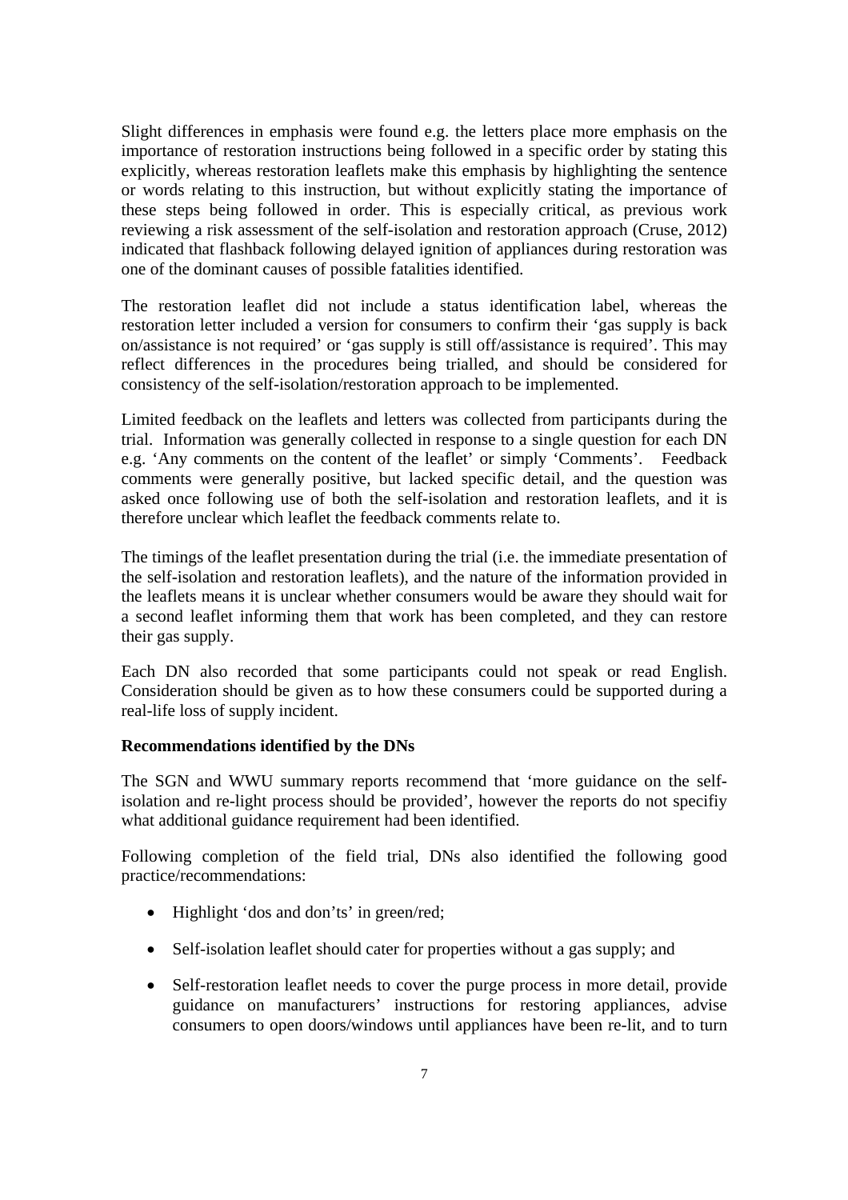Slight differences in emphasis were found e.g. the letters place more emphasis on the importance of restoration instructions being followed in a specific order by stating this explicitly, whereas restoration leaflets make this emphasis by highlighting the sentence or words relating to this instruction, but without explicitly stating the importance of these steps being followed in order. This is especially critical, as previous work reviewing a risk assessment of the self-isolation and restoration approach (Cruse, 2012) indicated that flashback following delayed ignition of appliances during restoration was one of the dominant causes of possible fatalities identified.

The restoration leaflet did not include a status identification label, whereas the restoration letter included a version for consumers to confirm their 'gas supply is back on/assistance is not required' or 'gas supply is still off/assistance is required'. This may reflect differences in the procedures being trialled, and should be considered for consistency of the self-isolation/restoration approach to be implemented.

Limited feedback on the leaflets and letters was collected from participants during the trial. Information was generally collected in response to a single question for each DN e.g. 'Any comments on the content of the leaflet' or simply 'Comments'. Feedback comments were generally positive, but lacked specific detail, and the question was asked once following use of both the self-isolation and restoration leaflets, and it is therefore unclear which leaflet the feedback comments relate to.

The timings of the leaflet presentation during the trial (i.e. the immediate presentation of the self-isolation and restoration leaflets), and the nature of the information provided in the leaflets means it is unclear whether consumers would be aware they should wait for a second leaflet informing them that work has been completed, and they can restore their gas supply.

Each DN also recorded that some participants could not speak or read English. Consideration should be given as to how these consumers could be supported during a real-life loss of supply incident.

**Recommendations identified by the DNs**

The SGN and WWU summary reports recommend that 'more guidance on the self-isolation and re-light process should be provided', however the reports do not specifiy what additional guidance requirement had been identified.

Following completion of the field trial, DNs also identified the following good practice/recommendations:

- Highlight 'dos and don'ts' in green/red;
- Self-isolation leaflet should cater for properties without a gas supply; and
- Self-restoration leaflet needs to cover the purge process in more detail, provide guidance on manufacturers' instructions for restoring appliances, advise consumers to open doors/windows until appliances have been re-lit, and to turn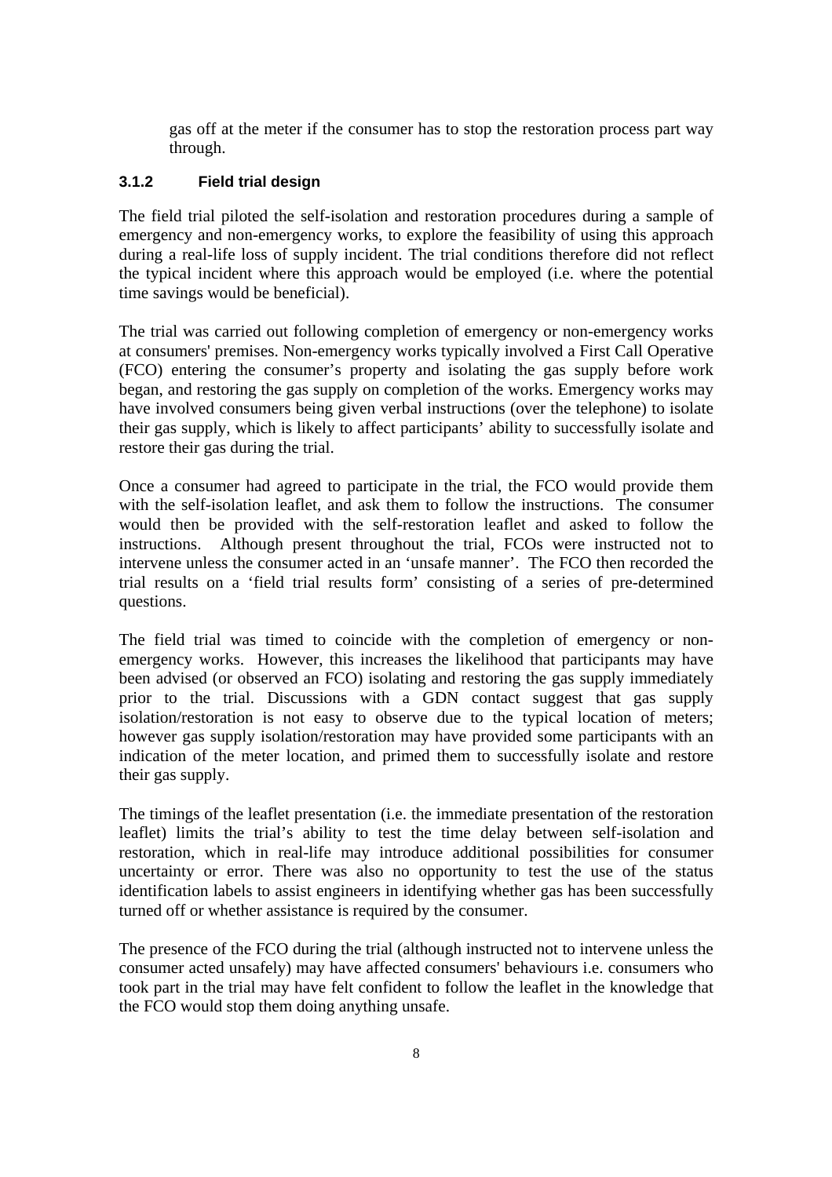gas off at the meter if the consumer has to stop the restoration process part way through.

### 3.1.2 Field trial design

The field trial piloted the self-isolation and restoration procedures during a sample of emergency and non-emergency works, to explore the feasibility of using this approach during a real-life loss of supply incident. The trial conditions therefore did not reflect the typical incident where this approach would be employed (i.e. where the potential time savings would be beneficial).

The trial was carried out following completion of emergency or non-emergency works at consumers' premises. Non-emergency works typically involved a First Call Operative (FCO) entering the consumer's property and isolating the gas supply before work began, and restoring the gas supply on completion of the works. Emergency works may have involved consumers being given verbal instructions (over the telephone) to isolate their gas supply, which is likely to affect participants' ability to successfully isolate and restore their gas during the trial.

Once a consumer had agreed to participate in the trial, the FCO would provide them with the self-isolation leaflet, and ask them to follow the instructions. The consumer would then be provided with the self-restoration leaflet and asked to follow the instructions. Although present throughout the trial, FCOs were instructed not to intervene unless the consumer acted in an 'unsafe manner'. The FCO then recorded the trial results on a 'field trial results form' consisting of a series of pre-determined questions.

The field trial was timed to coincide with the completion of emergency or non-emergency works. However, this increases the likelihood that participants may have been advised (or observed an FCO) isolating and restoring the gas supply immediately prior to the trial. Discussions with a GDN contact suggest that gas supply isolation/restoration is not easy to observe due to the typical location of meters; however gas supply isolation/restoration may have provided some participants with an indication of the meter location, and primed them to successfully isolate and restore their gas supply.

The timings of the leaflet presentation (i.e. the immediate presentation of the restoration leaflet) limits the trial's ability to test the time delay between self-isolation and restoration, which in real-life may introduce additional possibilities for consumer uncertainty or error. There was also no opportunity to test the use of the status identification labels to assist engineers in identifying whether gas has been successfully turned off or whether assistance is required by the consumer.

The presence of the FCO during the trial (although instructed not to intervene unless the consumer acted unsafely) may have affected consumers' behaviours i.e. consumers who took part in the trial may have felt confident to follow the leaflet in the knowledge that the FCO would stop them doing anything unsafe.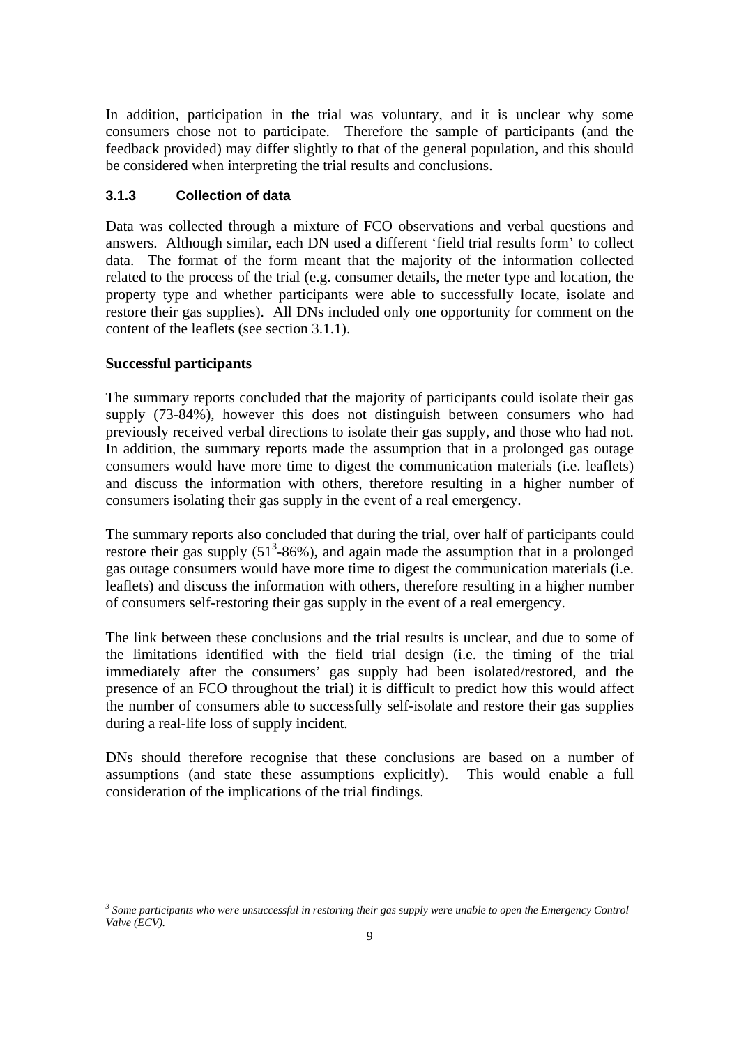In addition, participation in the trial was voluntary, and it is unclear why some consumers chose not to participate. Therefore the sample of participants (and the feedback provided) may differ slightly to that of the general population, and this should be considered when interpreting the trial results and conclusions.

### 3.1.3 Collection of data

Data was collected through a mixture of FCO observations and verbal questions and answers. Although similar, each DN used a different 'field trial results form' to collect data. The format of the form meant that the majority of the information collected related to the process of the trial (e.g. consumer details, the meter type and location, the property type and whether participants were able to successfully locate, isolate and restore their gas supplies). All DNs included only one opportunity for comment on the content of the leaflets (see section 3.1.1).

**Successful participants**

The summary reports concluded that the majority of participants could isolate their gas supply (73-84%), however this does not distinguish between consumers who had previously received verbal directions to isolate their gas supply, and those who had not. In addition, the summary reports made the assumption that in a prolonged gas outage consumers would have more time to digest the communication materials (i.e. leaflets) and discuss the information with others, therefore resulting in a higher number of consumers isolating their gas supply in the event of a real emergency.

The summary reports also concluded that during the trial, over half of participants could restore their gas supply (51[3]-86%), and again made the assumption that in a prolonged gas outage consumers would have more time to digest the communication materials (i.e. leaflets) and discuss the information with others, therefore resulting in a higher number of consumers self-restoring their gas supply in the event of a real emergency.

The link between these conclusions and the trial results is unclear, and due to some of the limitations identified with the field trial design (i.e. the timing of the trial immediately after the consumers' gas supply had been isolated/restored, and the presence of an FCO throughout the trial) it is difficult to predict how this would affect the number of consumers able to successfully self-isolate and restore their gas supplies during a real-life loss of supply incident.

DNs should therefore recognise that these conclusions are based on a number of assumptions (and state these assumptions explicitly). This would enable a full consideration of the implications of the trial findings.

---

[3] *Some participants who were unsuccessful in restoring their gas supply were unable to open the Emergency Control Valve (ECV).*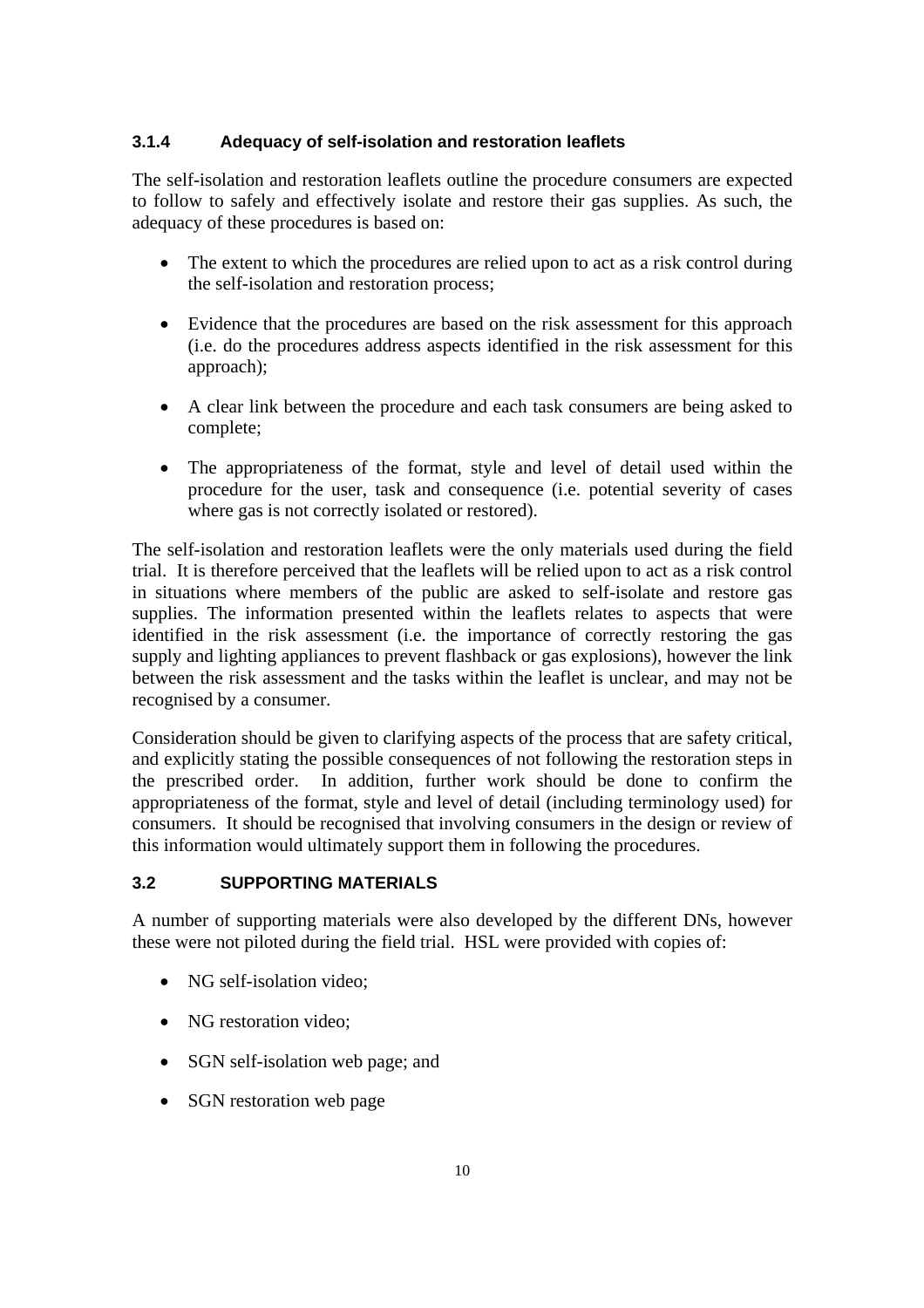### 3.1.4 Adequacy of self-isolation and restoration leaflets

The self-isolation and restoration leaflets outline the procedure consumers are expected to follow to safely and effectively isolate and restore their gas supplies. As such, the adequacy of these procedures is based on:

- The extent to which the procedures are relied upon to act as a risk control during the self-isolation and restoration process;
- Evidence that the procedures are based on the risk assessment for this approach (i.e. do the procedures address aspects identified in the risk assessment for this approach);
- A clear link between the procedure and each task consumers are being asked to complete;
- The appropriateness of the format, style and level of detail used within the procedure for the user, task and consequence (i.e. potential severity of cases where gas is not correctly isolated or restored).

The self-isolation and restoration leaflets were the only materials used during the field trial. It is therefore perceived that the leaflets will be relied upon to act as a risk control in situations where members of the public are asked to self-isolate and restore gas supplies. The information presented within the leaflets relates to aspects that were identified in the risk assessment (i.e. the importance of correctly restoring the gas supply and lighting appliances to prevent flashback or gas explosions), however the link between the risk assessment and the tasks within the leaflet is unclear, and may not be recognised by a consumer.

Consideration should be given to clarifying aspects of the process that are safety critical, and explicitly stating the possible consequences of not following the restoration steps in the prescribed order. In addition, further work should be done to confirm the appropriateness of the format, style and level of detail (including terminology used) for consumers. It should be recognised that involving consumers in the design or review of this information would ultimately support them in following the procedures.

## 3.2 SUPPORTING MATERIALS

A number of supporting materials were also developed by the different DNs, however these were not piloted during the field trial. HSL were provided with copies of:

- NG self-isolation video;
- NG restoration video;
- SGN self-isolation web page; and
- SGN restoration web page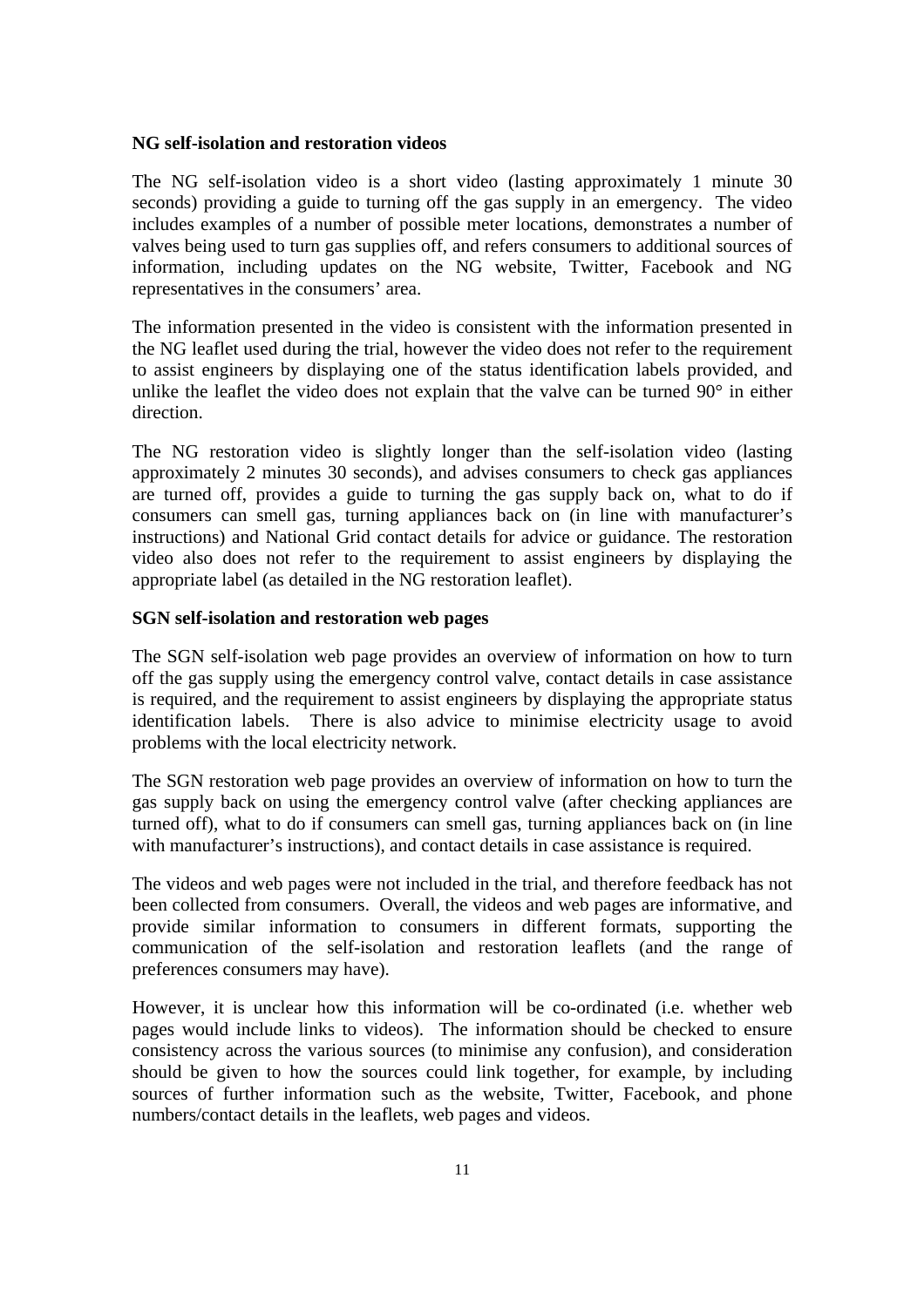**NG self-isolation and restoration videos**

The NG self-isolation video is a short video (lasting approximately 1 minute 30 seconds) providing a guide to turning off the gas supply in an emergency. The video includes examples of a number of possible meter locations, demonstrates a number of valves being used to turn gas supplies off, and refers consumers to additional sources of information, including updates on the NG website, Twitter, Facebook and NG representatives in the consumers' area.

The information presented in the video is consistent with the information presented in the NG leaflet used during the trial, however the video does not refer to the requirement to assist engineers by displaying one of the status identification labels provided, and unlike the leaflet the video does not explain that the valve can be turned 90° in either direction.

The NG restoration video is slightly longer than the self-isolation video (lasting approximately 2 minutes 30 seconds), and advises consumers to check gas appliances are turned off, provides a guide to turning the gas supply back on, what to do if consumers can smell gas, turning appliances back on (in line with manufacturer's instructions) and National Grid contact details for advice or guidance. The restoration video also does not refer to the requirement to assist engineers by displaying the appropriate label (as detailed in the NG restoration leaflet).

**SGN self-isolation and restoration web pages**

The SGN self-isolation web page provides an overview of information on how to turn off the gas supply using the emergency control valve, contact details in case assistance is required, and the requirement to assist engineers by displaying the appropriate status identification labels. There is also advice to minimise electricity usage to avoid problems with the local electricity network.

The SGN restoration web page provides an overview of information on how to turn the gas supply back on using the emergency control valve (after checking appliances are turned off), what to do if consumers can smell gas, turning appliances back on (in line with manufacturer's instructions), and contact details in case assistance is required.

The videos and web pages were not included in the trial, and therefore feedback has not been collected from consumers. Overall, the videos and web pages are informative, and provide similar information to consumers in different formats, supporting the communication of the self-isolation and restoration leaflets (and the range of preferences consumers may have).

However, it is unclear how this information will be co-ordinated (i.e. whether web pages would include links to videos). The information should be checked to ensure consistency across the various sources (to minimise any confusion), and consideration should be given to how the sources could link together, for example, by including sources of further information such as the website, Twitter, Facebook, and phone numbers/contact details in the leaflets, web pages and videos.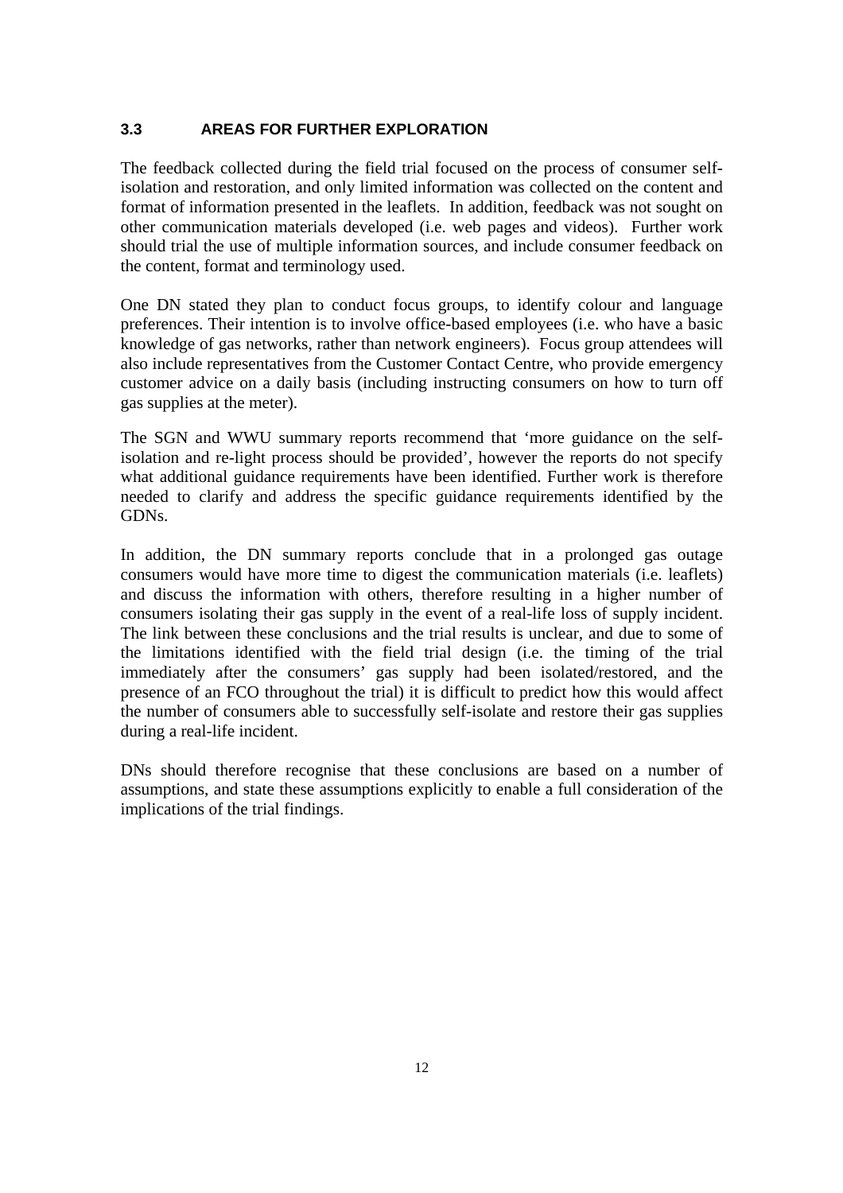### 3.3 AREAS FOR FURTHER EXPLORATION

The feedback collected during the field trial focused on the process of consumer self-isolation and restoration, and only limited information was collected on the content and format of information presented in the leaflets. In addition, feedback was not sought on other communication materials developed (i.e. web pages and videos). Further work should trial the use of multiple information sources, and include consumer feedback on the content, format and terminology used.

One DN stated they plan to conduct focus groups, to identify colour and language preferences. Their intention is to involve office-based employees (i.e. who have a basic knowledge of gas networks, rather than network engineers). Focus group attendees will also include representatives from the Customer Contact Centre, who provide emergency customer advice on a daily basis (including instructing consumers on how to turn off gas supplies at the meter).

The SGN and WWU summary reports recommend that 'more guidance on the self-isolation and re-light process should be provided', however the reports do not specify what additional guidance requirements have been identified. Further work is therefore needed to clarify and address the specific guidance requirements identified by the GDNs.

In addition, the DN summary reports conclude that in a prolonged gas outage consumers would have more time to digest the communication materials (i.e. leaflets) and discuss the information with others, therefore resulting in a higher number of consumers isolating their gas supply in the event of a real-life loss of supply incident. The link between these conclusions and the trial results is unclear, and due to some of the limitations identified with the field trial design (i.e. the timing of the trial immediately after the consumers' gas supply had been isolated/restored, and the presence of an FCO throughout the trial) it is difficult to predict how this would affect the number of consumers able to successfully self-isolate and restore their gas supplies during a real-life incident.

DNs should therefore recognise that these conclusions are based on a number of assumptions, and state these assumptions explicitly to enable a full consideration of the implications of the trial findings.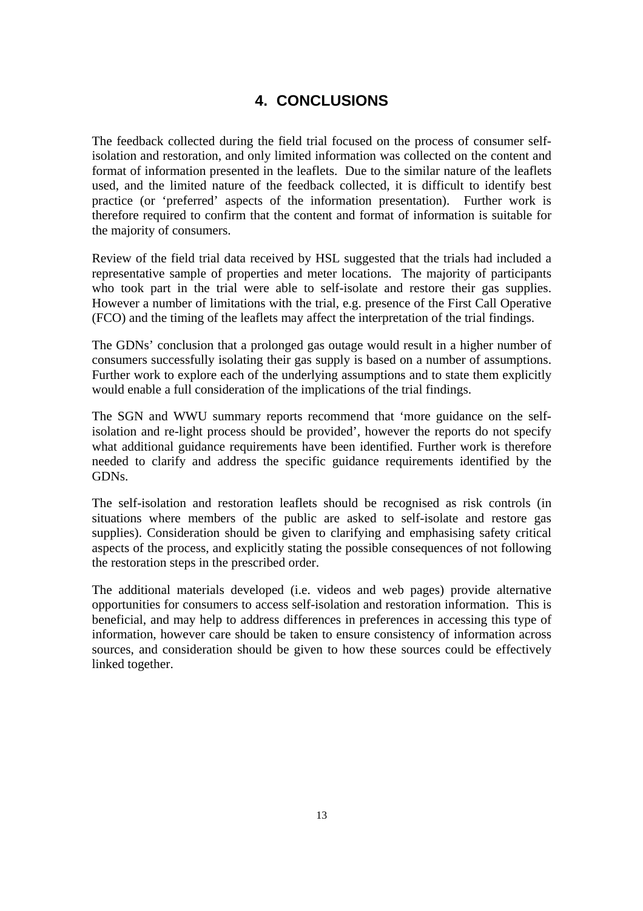# 4. CONCLUSIONS

The feedback collected during the field trial focused on the process of consumer self-isolation and restoration, and only limited information was collected on the content and format of information presented in the leaflets. Due to the similar nature of the leaflets used, and the limited nature of the feedback collected, it is difficult to identify best practice (or 'preferred' aspects of the information presentation). Further work is therefore required to confirm that the content and format of information is suitable for the majority of consumers.

Review of the field trial data received by HSL suggested that the trials had included a representative sample of properties and meter locations. The majority of participants who took part in the trial were able to self-isolate and restore their gas supplies. However a number of limitations with the trial, e.g. presence of the First Call Operative (FCO) and the timing of the leaflets may affect the interpretation of the trial findings.

The GDNs' conclusion that a prolonged gas outage would result in a higher number of consumers successfully isolating their gas supply is based on a number of assumptions. Further work to explore each of the underlying assumptions and to state them explicitly would enable a full consideration of the implications of the trial findings.

The SGN and WWU summary reports recommend that 'more guidance on the self-isolation and re-light process should be provided', however the reports do not specify what additional guidance requirements have been identified. Further work is therefore needed to clarify and address the specific guidance requirements identified by the GDNs.

The self-isolation and restoration leaflets should be recognised as risk controls (in situations where members of the public are asked to self-isolate and restore gas supplies). Consideration should be given to clarifying and emphasising safety critical aspects of the process, and explicitly stating the possible consequences of not following the restoration steps in the prescribed order.

The additional materials developed (i.e. videos and web pages) provide alternative opportunities for consumers to access self-isolation and restoration information. This is beneficial, and may help to address differences in preferences in accessing this type of information, however care should be taken to ensure consistency of information across sources, and consideration should be given to how these sources could be effectively linked together.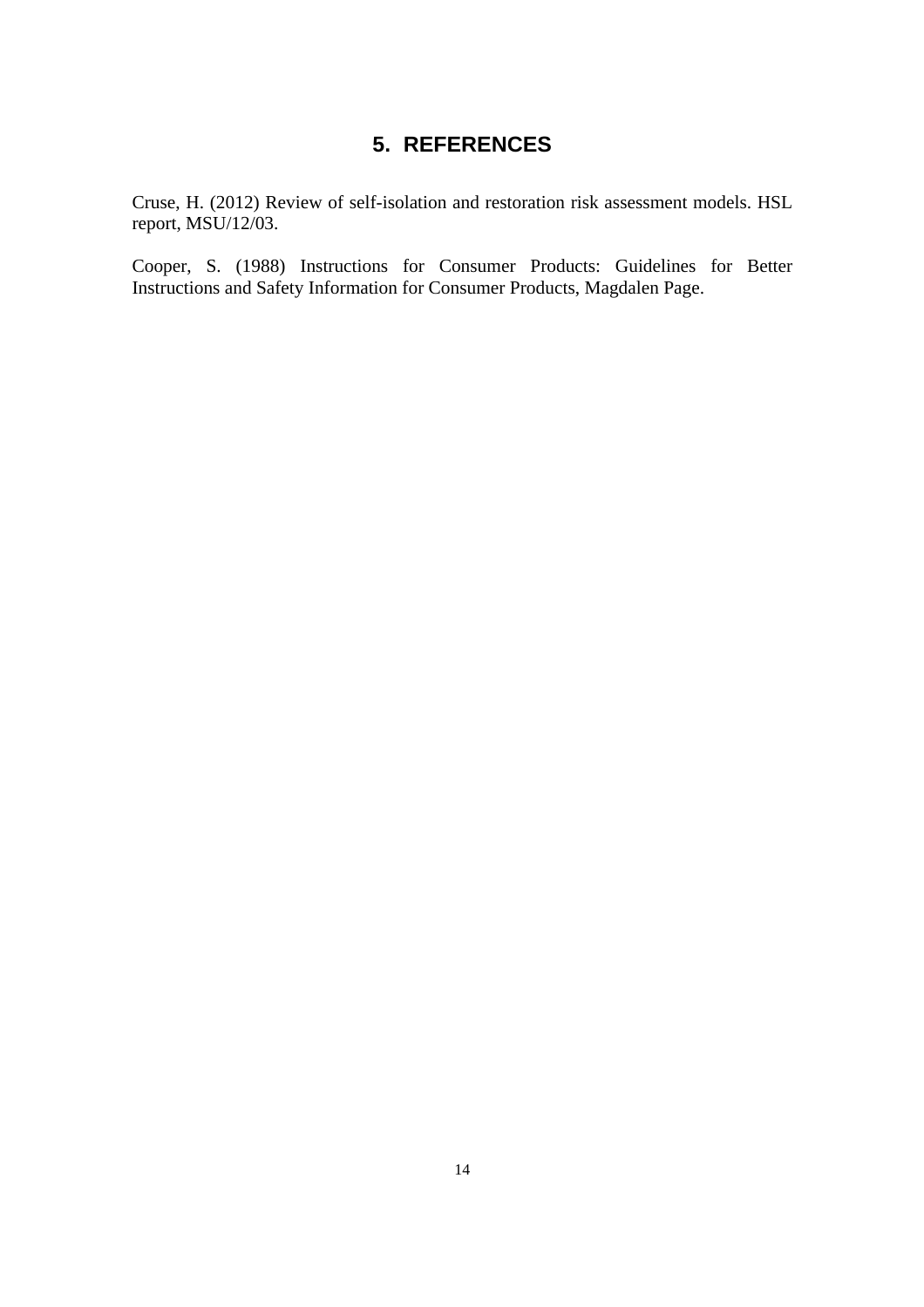# 5. REFERENCES

Cruse, H. (2012) Review of self-isolation and restoration risk assessment models. HSL report, MSU/12/03.

Cooper, S. (1988) Instructions for Consumer Products: Guidelines for Better Instructions and Safety Information for Consumer Products, Magdalen Page.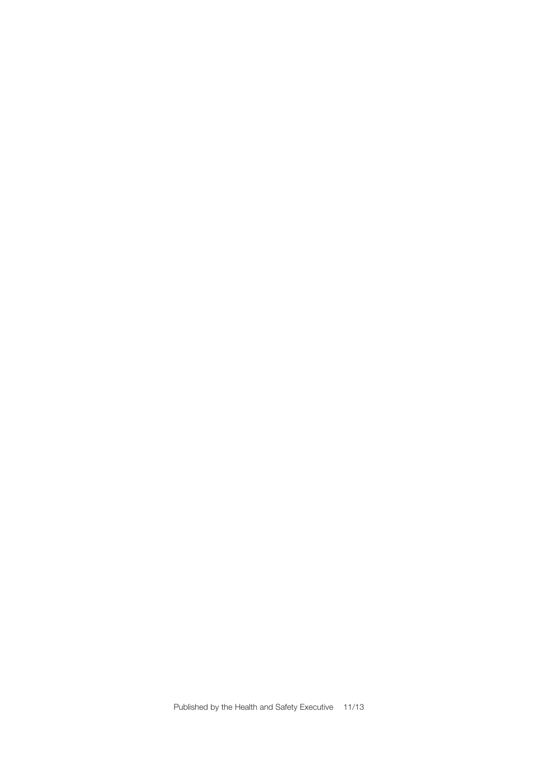Published by the Health and Safety Executive 11/13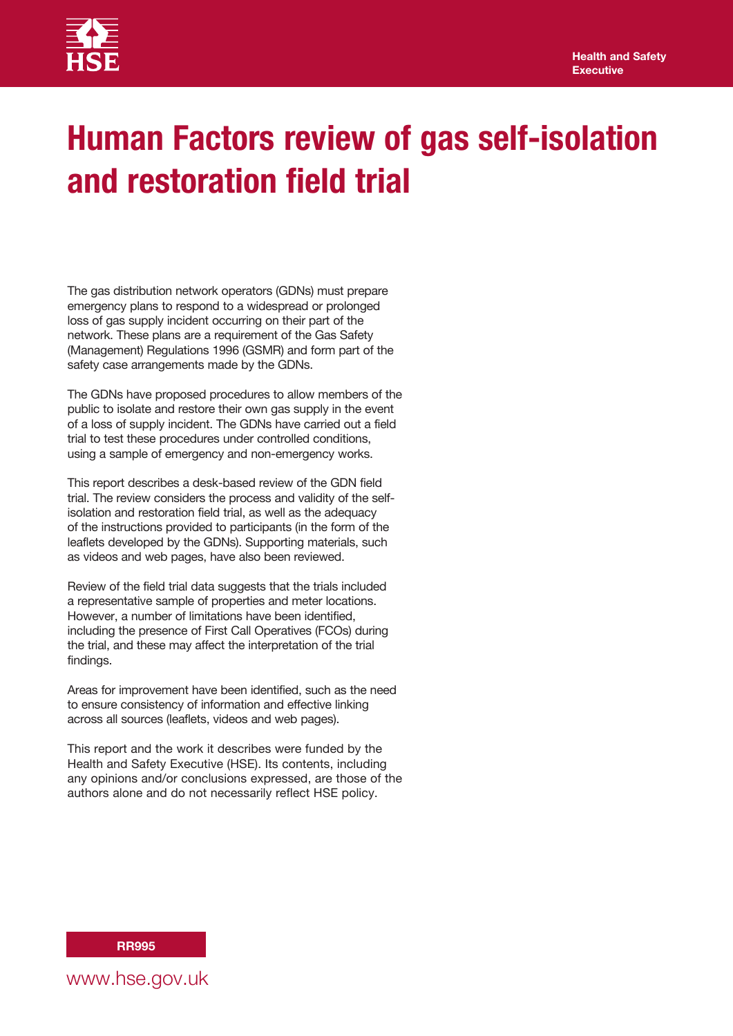# Human Factors review of gas self-isolation and restoration field trial

The gas distribution network operators (GDNs) must prepare emergency plans to respond to a widespread or prolonged loss of gas supply incident occurring on their part of the network. These plans are a requirement of the Gas Safety (Management) Regulations 1996 (GSMR) and form part of the safety case arrangements made by the GDNs.

The GDNs have proposed procedures to allow members of the public to isolate and restore their own gas supply in the event of a loss of supply incident. The GDNs have carried out a field trial to test these procedures under controlled conditions, using a sample of emergency and non-emergency works.

This report describes a desk-based review of the GDN field trial. The review considers the process and validity of the self-isolation and restoration field trial, as well as the adequacy of the instructions provided to participants (in the form of the leaflets developed by the GDNs). Supporting materials, such as videos and web pages, have also been reviewed.

Review of the field trial data suggests that the trials included a representative sample of properties and meter locations. However, a number of limitations have been identified, including the presence of First Call Operatives (FCOs) during the trial, and these may affect the interpretation of the trial findings.

Areas for improvement have been identified, such as the need to ensure consistency of information and effective linking across all sources (leaflets, videos and web pages).

This report and the work it describes were funded by the Health and Safety Executive (HSE). Its contents, including any opinions and/or conclusions expressed, are those of the authors alone and do not necessarily reflect HSE policy.

**RR995**

www.hse.gov.uk